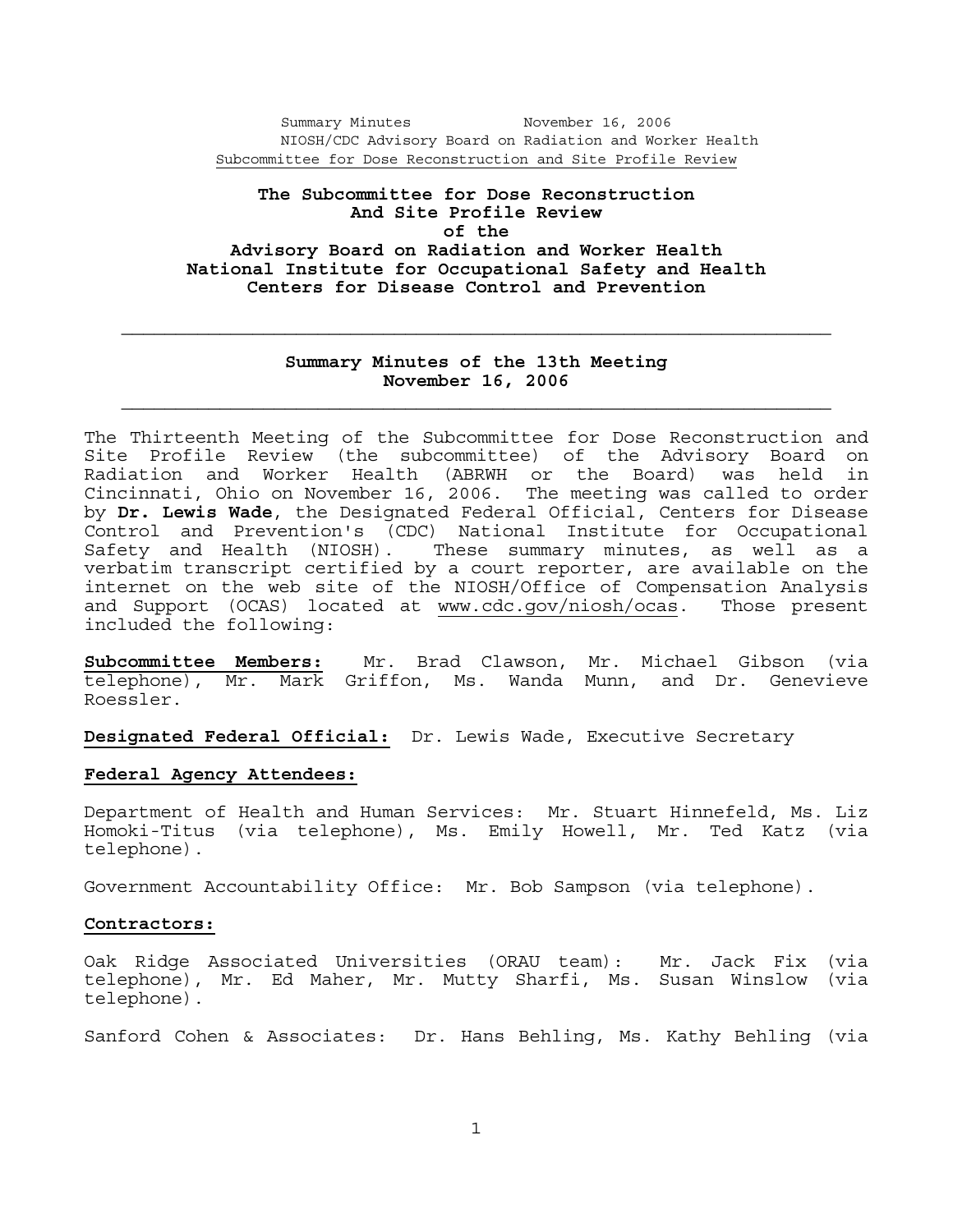# The Subcommittee for Dose Reconstruction And Site Profile Review of the Advisory Board on Radiation and Worker Health National Institute for Occupational Safety and Health Centers for Disease Control and Prevention

---

## Summary Minutes of the 13th Meeting November 16, 2006

---

The Thirteenth Meeting of the Subcommittee for Dose Reconstruction and Site Profile Review (the subcommittee) of the Advisory Board on Radiation and Worker Health (ABRWH or the Board) was held in Cincinnati, Ohio on November 16, 2006. The meeting was called to order by **Dr. Lewis Wade**, the Designated Federal Official, Centers for Disease Control and Prevention's (CDC) National Institute for Occupational Safety and Health (NIOSH). These summary minutes, as well as a verbatim transcript certified by a court reporter, are available on the internet on the web site of the NIOSH/Office of Compensation Analysis and Support (OCAS) located at www.cdc.gov/niosh/ocas. Those present included the following:

**Subcommittee Members:** Mr. Brad Clawson, Mr. Michael Gibson (via telephone), Mr. Mark Griffon, Ms. Wanda Munn, and Dr. Genevieve Roessler.

**Designated Federal Official:** Dr. Lewis Wade, Executive Secretary

**Federal Agency Attendees:**

Department of Health and Human Services: Mr. Stuart Hinnefeld, Ms. Liz Homoki-Titus (via telephone), Ms. Emily Howell, Mr. Ted Katz (via telephone).

Government Accountability Office: Mr. Bob Sampson (via telephone).

**Contractors:**

Oak Ridge Associated Universities (ORAU team): Mr. Jack Fix (via telephone), Mr. Ed Maher, Mr. Mutty Sharfi, Ms. Susan Winslow (via telephone).

Sanford Cohen & Associates: Dr. Hans Behling, Ms. Kathy Behling (via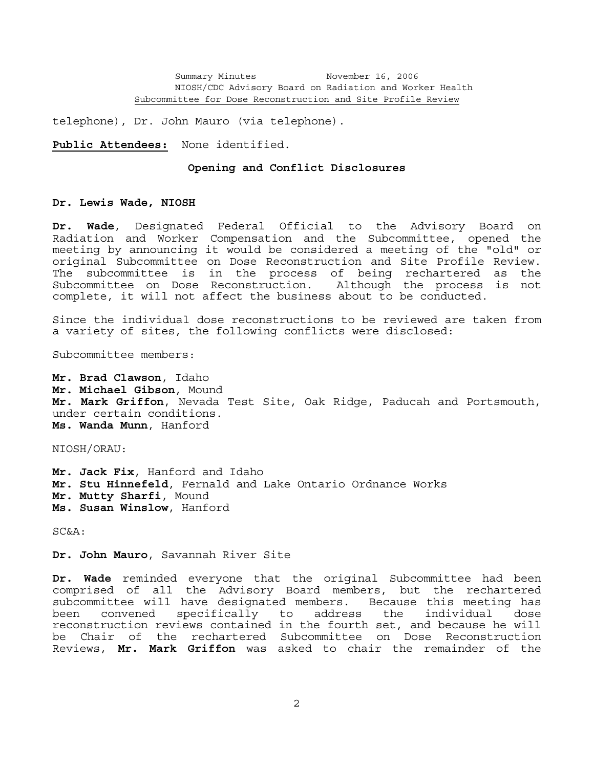telephone), Dr. John Mauro (via telephone).

**Public Attendees:** None identified.

### Opening and Conflict Disclosures

**Dr. Lewis Wade, NIOSH**

**Dr. Wade**, Designated Federal Official to the Advisory Board on Radiation and Worker Compensation and the Subcommittee, opened the meeting by announcing it would be considered a meeting of the "old" or original Subcommittee on Dose Reconstruction and Site Profile Review. The subcommittee is in the process of being rechartered as the Subcommittee on Dose Reconstruction. Although the process is not complete, it will not affect the business about to be conducted.

Since the individual dose reconstructions to be reviewed are taken from a variety of sites, the following conflicts were disclosed:

Subcommittee members:

**Mr. Brad Clawson**, Idaho
**Mr. Michael Gibson**, Mound
**Mr. Mark Griffon**, Nevada Test Site, Oak Ridge, Paducah and Portsmouth, under certain conditions.
**Ms. Wanda Munn**, Hanford

NIOSH/ORAU:

**Mr. Jack Fix**, Hanford and Idaho
**Mr. Stu Hinnefeld**, Fernald and Lake Ontario Ordnance Works
**Mr. Mutty Sharfi**, Mound
**Ms. Susan Winslow**, Hanford

SC&A:

**Dr. John Mauro**, Savannah River Site

**Dr. Wade** reminded everyone that the original Subcommittee had been comprised of all the Advisory Board members, but the rechartered subcommittee will have designated members. Because this meeting has been convened specifically to address the individual dose reconstruction reviews contained in the fourth set, and because he will be Chair of the rechartered Subcommittee on Dose Reconstruction Reviews, **Mr. Mark Griffon** was asked to chair the remainder of the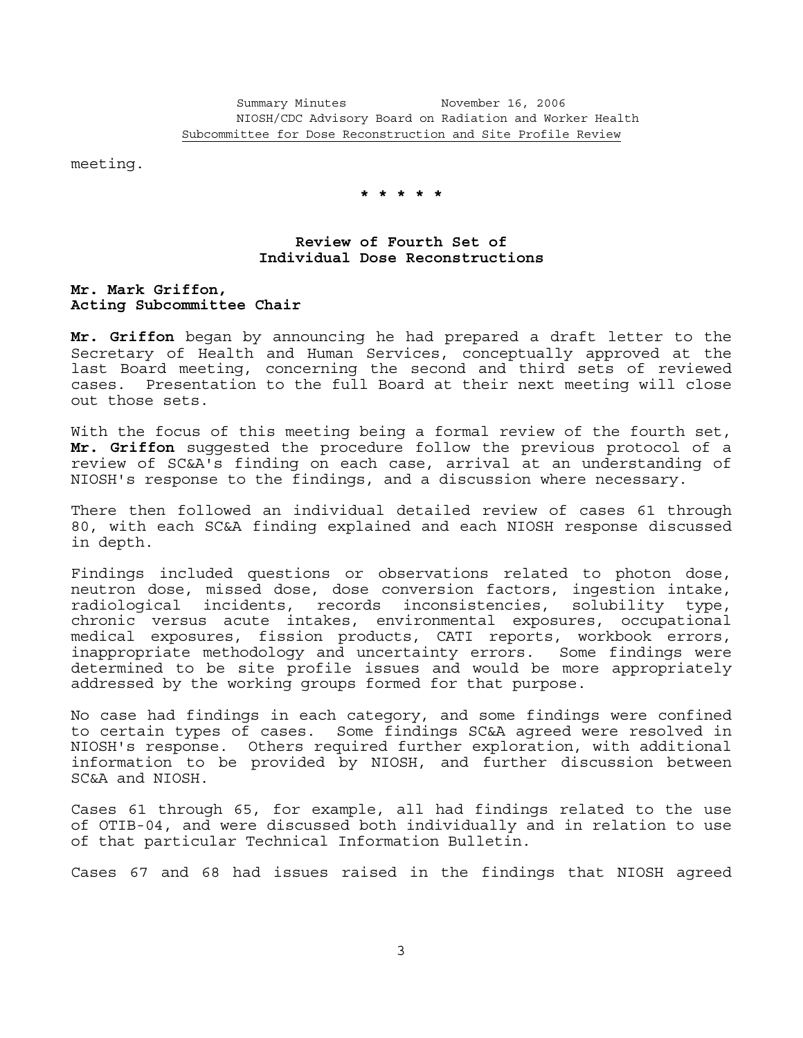meeting.

\* \* \* \* \*

## Review of Fourth Set of Individual Dose Reconstructions

**Mr. Mark Griffon, Acting Subcommittee Chair**

**Mr. Griffon** began by announcing he had prepared a draft letter to the Secretary of Health and Human Services, conceptually approved at the last Board meeting, concerning the second and third sets of reviewed cases. Presentation to the full Board at their next meeting will close out those sets.

With the focus of this meeting being a formal review of the fourth set, **Mr. Griffon** suggested the procedure follow the previous protocol of a review of SC&A's finding on each case, arrival at an understanding of NIOSH's response to the findings, and a discussion where necessary.

There then followed an individual detailed review of cases 61 through 80, with each SC&A finding explained and each NIOSH response discussed in depth.

Findings included questions or observations related to photon dose, neutron dose, missed dose, dose conversion factors, ingestion intake, radiological incidents, records inconsistencies, solubility type, chronic versus acute intakes, environmental exposures, occupational medical exposures, fission products, CATI reports, workbook errors, inappropriate methodology and uncertainty errors. Some findings were determined to be site profile issues and would be more appropriately addressed by the working groups formed for that purpose.

No case had findings in each category, and some findings were confined to certain types of cases. Some findings SC&A agreed were resolved in NIOSH's response. Others required further exploration, with additional information to be provided by NIOSH, and further discussion between SC&A and NIOSH.

Cases 61 through 65, for example, all had findings related to the use of OTIB-04, and were discussed both individually and in relation to use of that particular Technical Information Bulletin.

Cases 67 and 68 had issues raised in the findings that NIOSH agreed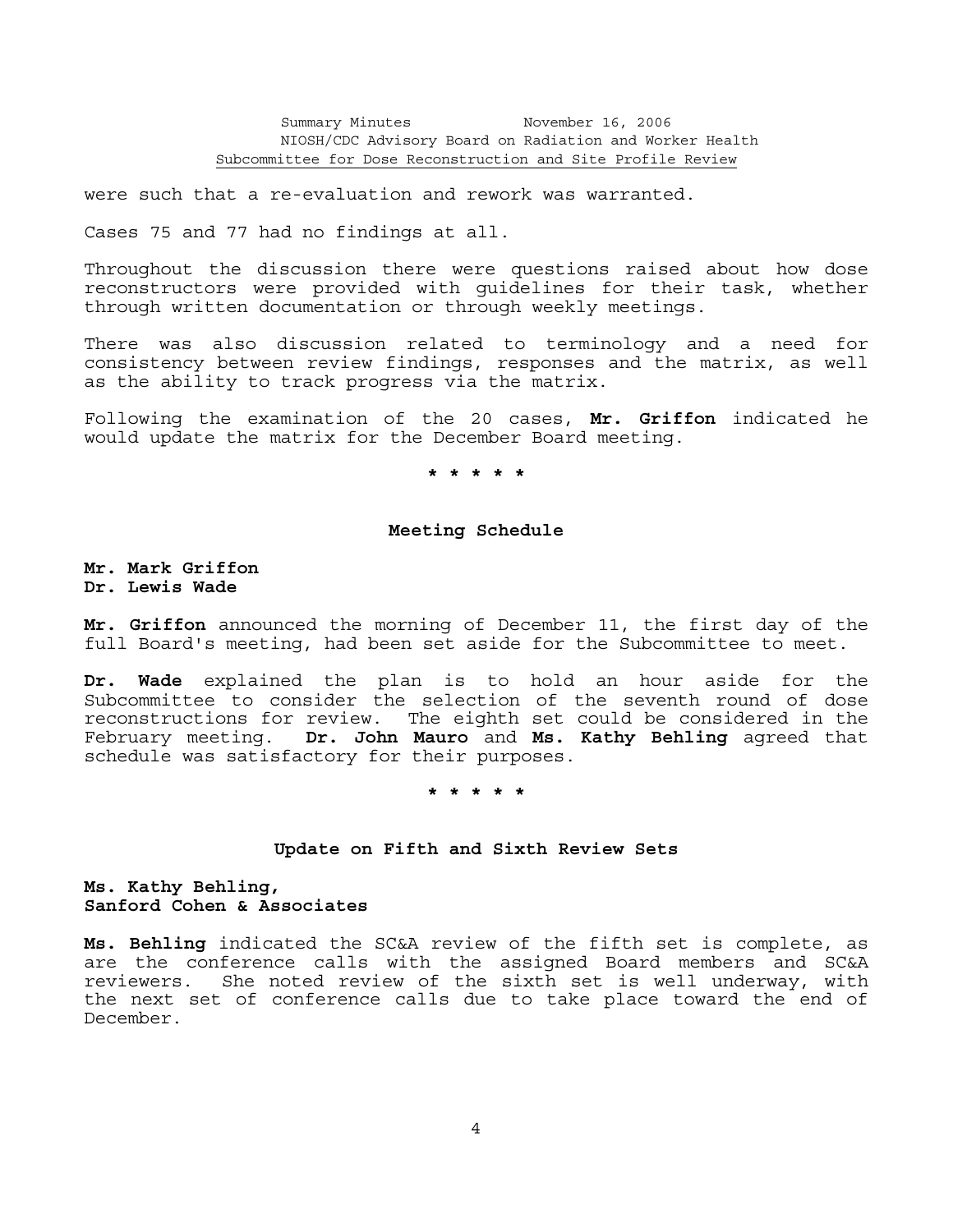were such that a re-evaluation and rework was warranted.

Cases 75 and 77 had no findings at all.

Throughout the discussion there were questions raised about how dose reconstructors were provided with guidelines for their task, whether through written documentation or through weekly meetings.

There was also discussion related to terminology and a need for consistency between review findings, responses and the matrix, as well as the ability to track progress via the matrix.

Following the examination of the 20 cases, **Mr. Griffon** indicated he would update the matrix for the December Board meeting.

\* \* \* \* \*

## Meeting Schedule

**Mr. Mark Griffon**
**Dr. Lewis Wade**

**Mr. Griffon** announced the morning of December 11, the first day of the full Board's meeting, had been set aside for the Subcommittee to meet.

**Dr. Wade** explained the plan is to hold an hour aside for the Subcommittee to consider the selection of the seventh round of dose reconstructions for review. The eighth set could be considered in the February meeting. **Dr. John Mauro** and **Ms. Kathy Behling** agreed that schedule was satisfactory for their purposes.

\* \* \* \* \*

## Update on Fifth and Sixth Review Sets

**Ms. Kathy Behling,**
**Sanford Cohen & Associates**

**Ms. Behling** indicated the SC&A review of the fifth set is complete, as are the conference calls with the assigned Board members and SC&A reviewers. She noted review of the sixth set is well underway, with the next set of conference calls due to take place toward the end of December.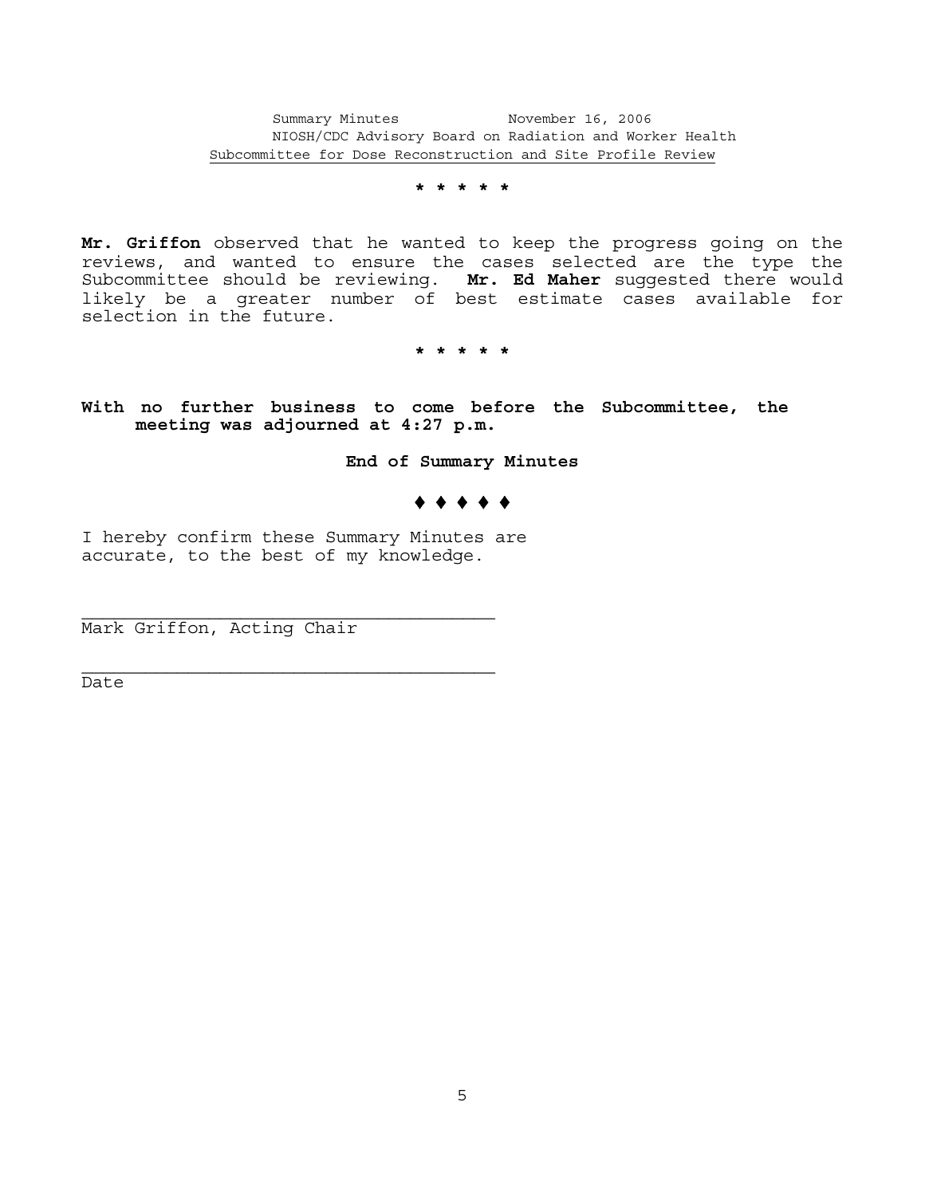\* \* \* \* \*

**Mr. Griffon** observed that he wanted to keep the progress going on the reviews, and wanted to ensure the cases selected are the type the Subcommittee should be reviewing. **Mr. Ed Maher** suggested there would likely be a greater number of best estimate cases available for selection in the future.

\* \* \* \* \*

**With no further business to come before the Subcommittee, the meeting was adjourned at 4:27 p.m.**

**End of Summary Minutes**

♦ ♦ ♦ ♦ ♦

I hereby confirm these Summary Minutes are accurate, to the best of my knowledge.

\_\_\_\_\_\_\_\_\_\_\_\_\_\_\_\_\_\_\_\_\_\_\_\_\_\_\_\_\_\_\_\_\_\_\_\_\_\_\_

Mark Griffon, Acting Chair

\_\_\_\_\_\_\_\_\_\_\_\_\_\_\_\_\_\_\_\_\_\_\_\_\_\_\_\_\_\_\_\_\_\_\_\_\_\_\_

Date